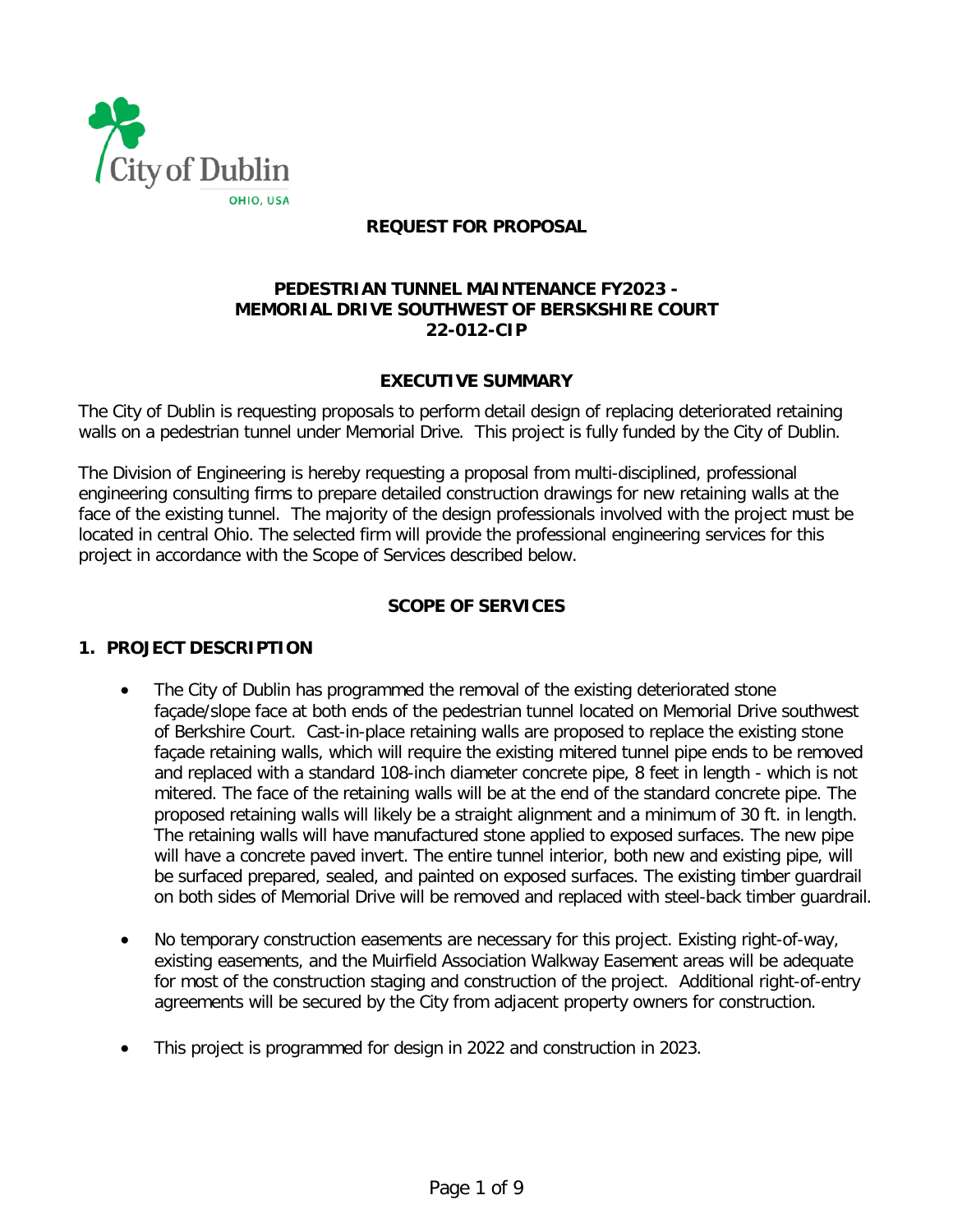City of Dublin
OHIO, USA

# REQUEST FOR PROPOSAL

## PEDESTRIAN TUNNEL MAINTENANCE FY2023 - MEMORIAL DRIVE SOUTHWEST OF BERSKSHIRE COURT 22-012-CIP

## EXECUTIVE SUMMARY

The City of Dublin is requesting proposals to perform detail design of replacing deteriorated retaining walls on a pedestrian tunnel under Memorial Drive. This project is fully funded by the City of Dublin.

The Division of Engineering is hereby requesting a proposal from multi-disciplined, professional engineering consulting firms to prepare detailed construction drawings for new retaining walls at the face of the existing tunnel. The majority of the design professionals involved with the project must be located in central Ohio. The selected firm will provide the professional engineering services for this project in accordance with the Scope of Services described below.

## SCOPE OF SERVICES

### 1. PROJECT DESCRIPTION

- The City of Dublin has programmed the removal of the existing deteriorated stone façade/slope face at both ends of the pedestrian tunnel located on Memorial Drive southwest of Berkshire Court. Cast-in-place retaining walls are proposed to replace the existing stone façade retaining walls, which will require the existing mitered tunnel pipe ends to be removed and replaced with a standard 108-inch diameter concrete pipe, 8 feet in length - which is not mitered. The face of the retaining walls will be at the end of the standard concrete pipe. The proposed retaining walls will likely be a straight alignment and a minimum of 30 ft. in length. The retaining walls will have manufactured stone applied to exposed surfaces. The new pipe will have a concrete paved invert. The entire tunnel interior, both new and existing pipe, will be surfaced prepared, sealed, and painted on exposed surfaces. The existing timber guardrail on both sides of Memorial Drive will be removed and replaced with steel-back timber guardrail.

- No temporary construction easements are necessary for this project. Existing right-of-way, existing easements, and the Muirfield Association Walkway Easement areas will be adequate for most of the construction staging and construction of the project. Additional right-of-entry agreements will be secured by the City from adjacent property owners for construction.

- This project is programmed for design in 2022 and construction in 2023.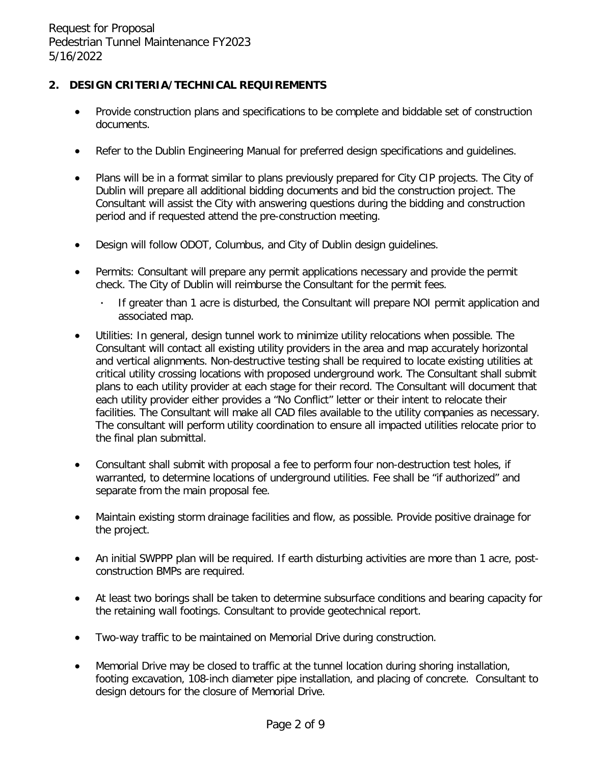## 2. DESIGN CRITERIA/TECHNICAL REQUIREMENTS

- Provide construction plans and specifications to be complete and biddable set of construction documents.
- Refer to the Dublin Engineering Manual for preferred design specifications and guidelines.
- Plans will be in a format similar to plans previously prepared for City CIP projects. The City of Dublin will prepare all additional bidding documents and bid the construction project. The Consultant will assist the City with answering questions during the bidding and construction period and if requested attend the pre-construction meeting.
- Design will follow ODOT, Columbus, and City of Dublin design guidelines.
- Permits: Consultant will prepare any permit applications necessary and provide the permit check. The City of Dublin will reimburse the Consultant for the permit fees.
  - If greater than 1 acre is disturbed, the Consultant will prepare NOI permit application and associated map.
- Utilities: In general, design tunnel work to minimize utility relocations when possible. The Consultant will contact all existing utility providers in the area and map accurately horizontal and vertical alignments. Non-destructive testing shall be required to locate existing utilities at critical utility crossing locations with proposed underground work. The Consultant shall submit plans to each utility provider at each stage for their record. The Consultant will document that each utility provider either provides a "No Conflict" letter or their intent to relocate their facilities. The Consultant will make all CAD files available to the utility companies as necessary. The consultant will perform utility coordination to ensure all impacted utilities relocate prior to the final plan submittal.
- Consultant shall submit with proposal a fee to perform four non-destruction test holes, if warranted, to determine locations of underground utilities. Fee shall be "if authorized" and separate from the main proposal fee.
- Maintain existing storm drainage facilities and flow, as possible. Provide positive drainage for the project.
- An initial SWPPP plan will be required. If earth disturbing activities are more than 1 acre, post-construction BMPs are required.
- At least two borings shall be taken to determine subsurface conditions and bearing capacity for the retaining wall footings. Consultant to provide geotechnical report.
- Two-way traffic to be maintained on Memorial Drive during construction.
- Memorial Drive may be closed to traffic at the tunnel location during shoring installation, footing excavation, 108-inch diameter pipe installation, and placing of concrete. Consultant to design detours for the closure of Memorial Drive.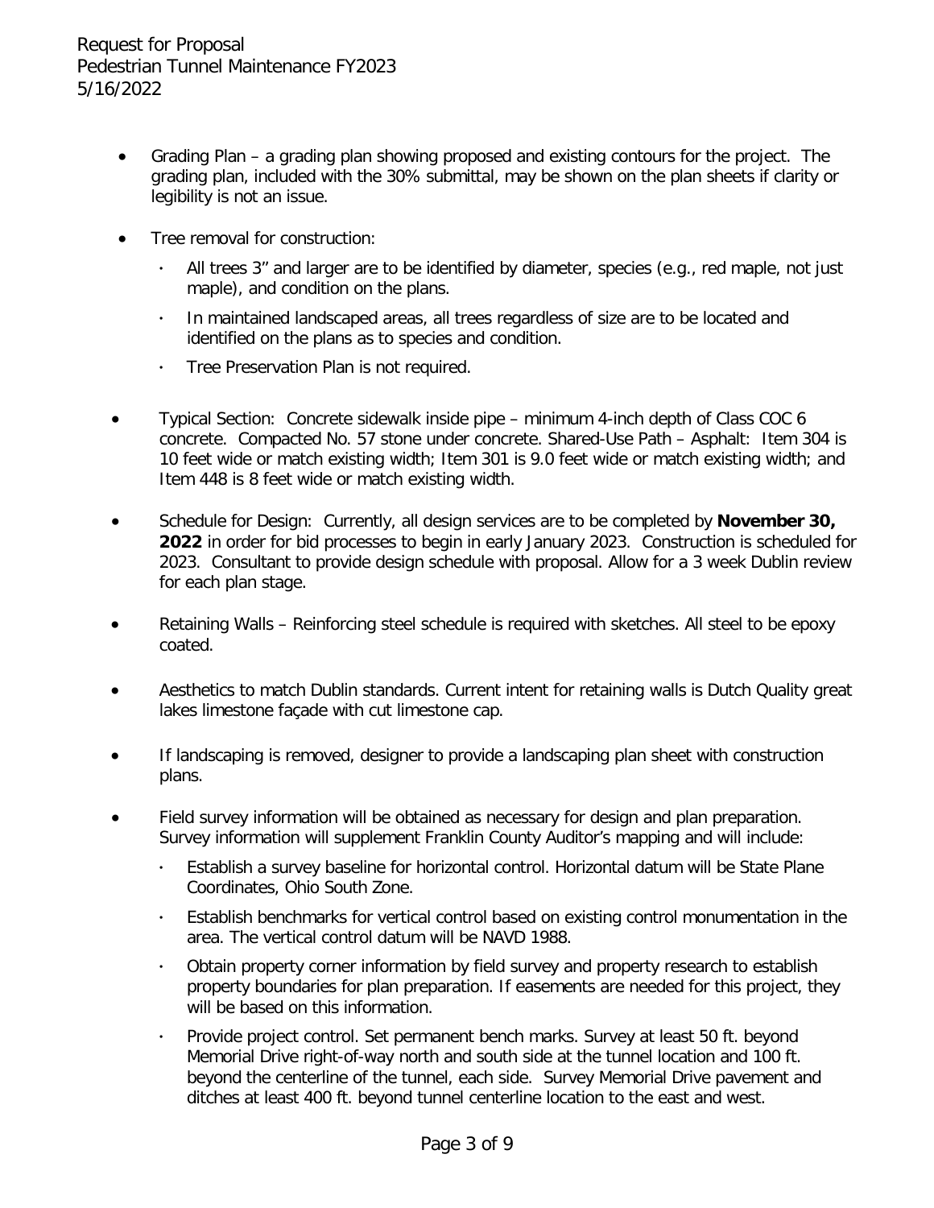- Grading Plan – a grading plan showing proposed and existing contours for the project. The grading plan, included with the 30% submittal, may be shown on the plan sheets if clarity or legibility is not an issue.

- Tree removal for construction:
  - All trees 3" and larger are to be identified by diameter, species (e.g., red maple, not just maple), and condition on the plans.
  - In maintained landscaped areas, all trees regardless of size are to be located and identified on the plans as to species and condition.
  - Tree Preservation Plan is not required.

- Typical Section: Concrete sidewalk inside pipe – minimum 4-inch depth of Class COC 6 concrete. Compacted No. 57 stone under concrete. Shared-Use Path – Asphalt: Item 304 is 10 feet wide or match existing width; Item 301 is 9.0 feet wide or match existing width; and Item 448 is 8 feet wide or match existing width.

- Schedule for Design: Currently, all design services are to be completed by **November 30, 2022** in order for bid processes to begin in early January 2023. Construction is scheduled for 2023. Consultant to provide design schedule with proposal. Allow for a 3 week Dublin review for each plan stage.

- Retaining Walls – Reinforcing steel schedule is required with sketches. All steel to be epoxy coated.

- Aesthetics to match Dublin standards. Current intent for retaining walls is Dutch Quality great lakes limestone façade with cut limestone cap.

- If landscaping is removed, designer to provide a landscaping plan sheet with construction plans.

- Field survey information will be obtained as necessary for design and plan preparation. Survey information will supplement Franklin County Auditor's mapping and will include:
  - Establish a survey baseline for horizontal control. Horizontal datum will be State Plane Coordinates, Ohio South Zone.
  - Establish benchmarks for vertical control based on existing control monumentation in the area. The vertical control datum will be NAVD 1988.
  - Obtain property corner information by field survey and property research to establish property boundaries for plan preparation. If easements are needed for this project, they will be based on this information.
  - Provide project control. Set permanent bench marks. Survey at least 50 ft. beyond Memorial Drive right-of-way north and south side at the tunnel location and 100 ft. beyond the centerline of the tunnel, each side. Survey Memorial Drive pavement and ditches at least 400 ft. beyond tunnel centerline location to the east and west.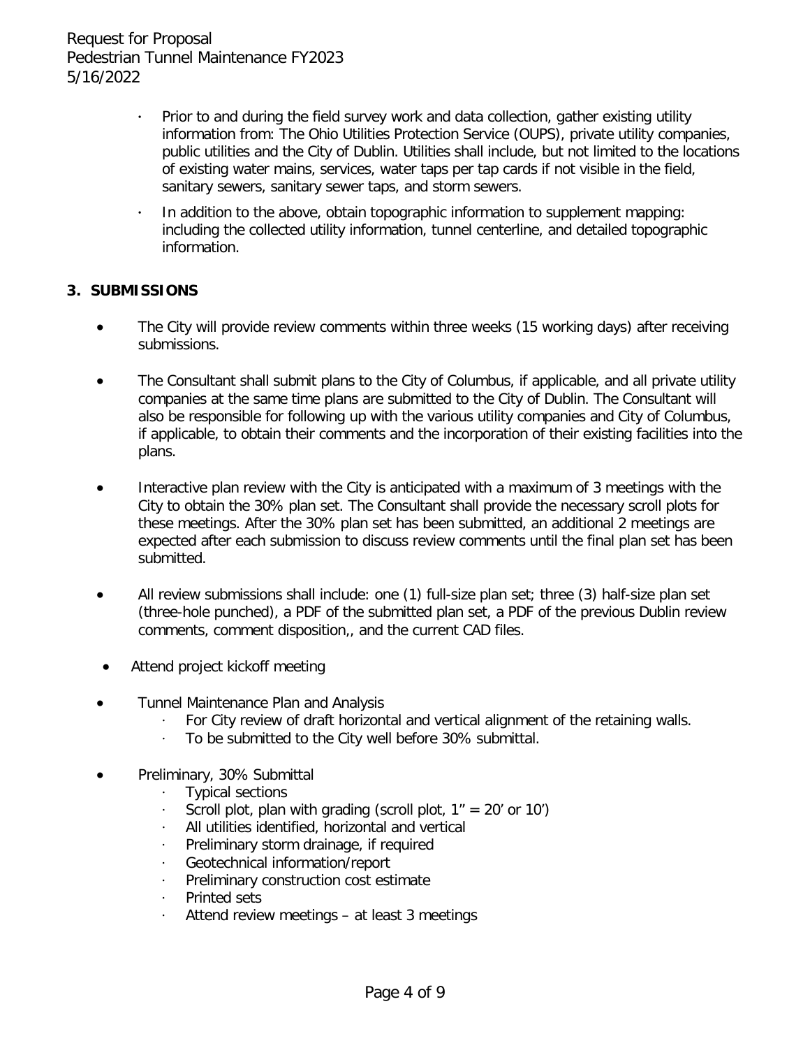- Prior to and during the field survey work and data collection, gather existing utility information from: The Ohio Utilities Protection Service (OUPS), private utility companies, public utilities and the City of Dublin. Utilities shall include, but not limited to the locations of existing water mains, services, water taps per tap cards if not visible in the field, sanitary sewers, sanitary sewer taps, and storm sewers.
- In addition to the above, obtain topographic information to supplement mapping: including the collected utility information, tunnel centerline, and detailed topographic information.

## 3. SUBMISSIONS

- The City will provide review comments within three weeks (15 working days) after receiving submissions.
- The Consultant shall submit plans to the City of Columbus, if applicable, and all private utility companies at the same time plans are submitted to the City of Dublin. The Consultant will also be responsible for following up with the various utility companies and City of Columbus, if applicable, to obtain their comments and the incorporation of their existing facilities into the plans.
- Interactive plan review with the City is anticipated with a maximum of 3 meetings with the City to obtain the 30% plan set. The Consultant shall provide the necessary scroll plots for these meetings. After the 30% plan set has been submitted, an additional 2 meetings are expected after each submission to discuss review comments until the final plan set has been submitted.
- All review submissions shall include: one (1) full-size plan set; three (3) half-size plan set (three-hole punched), a PDF of the submitted plan set, a PDF of the previous Dublin review comments, comment disposition,, and the current CAD files.
- Attend project kickoff meeting
- Tunnel Maintenance Plan and Analysis
  - For City review of draft horizontal and vertical alignment of the retaining walls.
  - To be submitted to the City well before 30% submittal.
- Preliminary, 30% Submittal
  - Typical sections
  - Scroll plot, plan with grading (scroll plot, 1" = 20' or 10')
  - All utilities identified, horizontal and vertical
  - Preliminary storm drainage, if required
  - Geotechnical information/report
  - Preliminary construction cost estimate
  - Printed sets
  - Attend review meetings – at least 3 meetings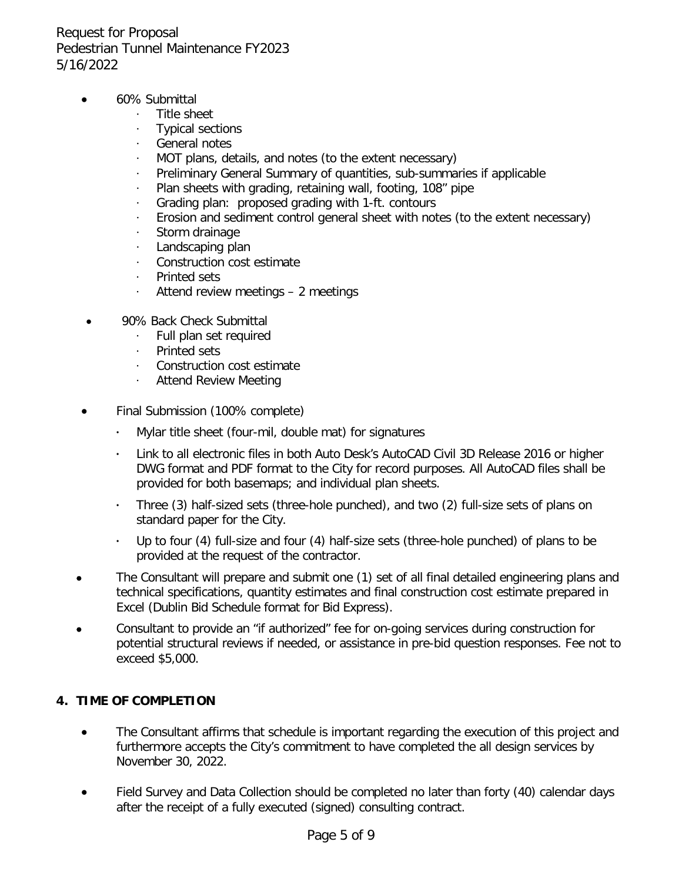- 60% Submittal
  - Title sheet
  - Typical sections
  - General notes
  - MOT plans, details, and notes (to the extent necessary)
  - Preliminary General Summary of quantities, sub-summaries if applicable
  - Plan sheets with grading, retaining wall, footing, 108" pipe
  - Grading plan: proposed grading with 1-ft. contours
  - Erosion and sediment control general sheet with notes (to the extent necessary)
  - Storm drainage
  - Landscaping plan
  - Construction cost estimate
  - Printed sets
  - Attend review meetings – 2 meetings

- 90% Back Check Submittal
  - Full plan set required
  - Printed sets
  - Construction cost estimate
  - Attend Review Meeting

- Final Submission (100% complete)
  - Mylar title sheet (four-mil, double mat) for signatures
  - Link to all electronic files in both Auto Desk's AutoCAD Civil 3D Release 2016 or higher DWG format and PDF format to the City for record purposes. All AutoCAD files shall be provided for both basemaps; and individual plan sheets.
  - Three (3) half-sized sets (three-hole punched), and two (2) full-size sets of plans on standard paper for the City.
  - Up to four (4) full-size and four (4) half-size sets (three-hole punched) of plans to be provided at the request of the contractor.
- The Consultant will prepare and submit one (1) set of all final detailed engineering plans and technical specifications, quantity estimates and final construction cost estimate prepared in Excel (Dublin Bid Schedule format for Bid Express).
- Consultant to provide an "if authorized" fee for on-going services during construction for potential structural reviews if needed, or assistance in pre-bid question responses. Fee not to exceed $5,000.

## 4. TIME OF COMPLETION

- The Consultant affirms that schedule is important regarding the execution of this project and furthermore accepts the City's commitment to have completed the all design services by November 30, 2022.
- Field Survey and Data Collection should be completed no later than forty (40) calendar days after the receipt of a fully executed (signed) consulting contract.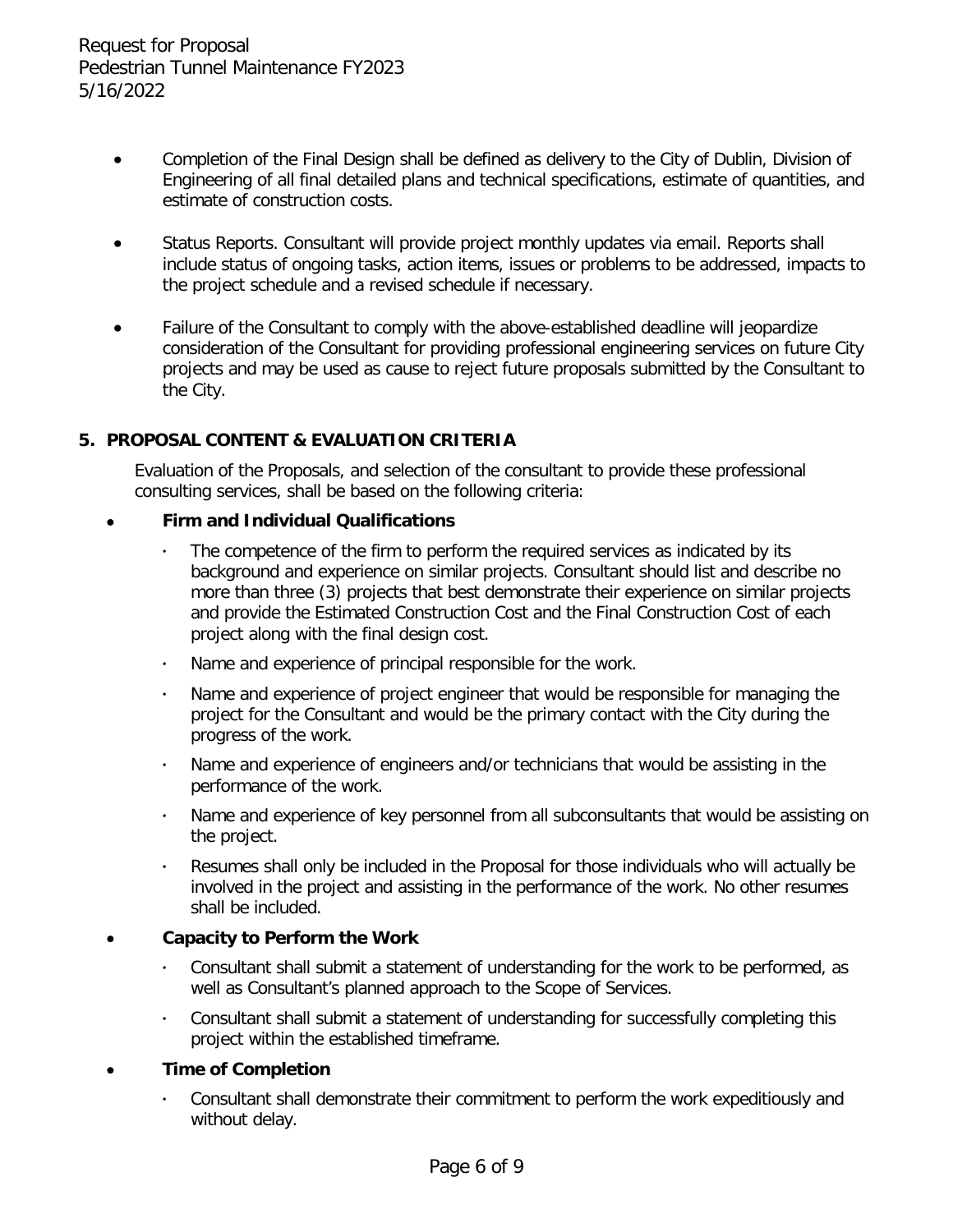- Completion of the Final Design shall be defined as delivery to the City of Dublin, Division of Engineering of all final detailed plans and technical specifications, estimate of quantities, and estimate of construction costs.
- Status Reports. Consultant will provide project monthly updates via email. Reports shall include status of ongoing tasks, action items, issues or problems to be addressed, impacts to the project schedule and a revised schedule if necessary.
- Failure of the Consultant to comply with the above-established deadline will jeopardize consideration of the Consultant for providing professional engineering services on future City projects and may be used as cause to reject future proposals submitted by the Consultant to the City.

## 5. PROPOSAL CONTENT & EVALUATION CRITERIA

Evaluation of the Proposals, and selection of the consultant to provide these professional consulting services, shall be based on the following criteria:

- **Firm and Individual Qualifications**
  - The competence of the firm to perform the required services as indicated by its background and experience on similar projects. Consultant should list and describe no more than three (3) projects that best demonstrate their experience on similar projects and provide the Estimated Construction Cost and the Final Construction Cost of each project along with the final design cost.
  - Name and experience of principal responsible for the work.
  - Name and experience of project engineer that would be responsible for managing the project for the Consultant and would be the primary contact with the City during the progress of the work.
  - Name and experience of engineers and/or technicians that would be assisting in the performance of the work.
  - Name and experience of key personnel from all subconsultants that would be assisting on the project.
  - Resumes shall only be included in the Proposal for those individuals who will actually be involved in the project and assisting in the performance of the work. No other resumes shall be included.
- **Capacity to Perform the Work**
  - Consultant shall submit a statement of understanding for the work to be performed, as well as Consultant's planned approach to the Scope of Services.
  - Consultant shall submit a statement of understanding for successfully completing this project within the established timeframe.
- **Time of Completion**
  - Consultant shall demonstrate their commitment to perform the work expeditiously and without delay.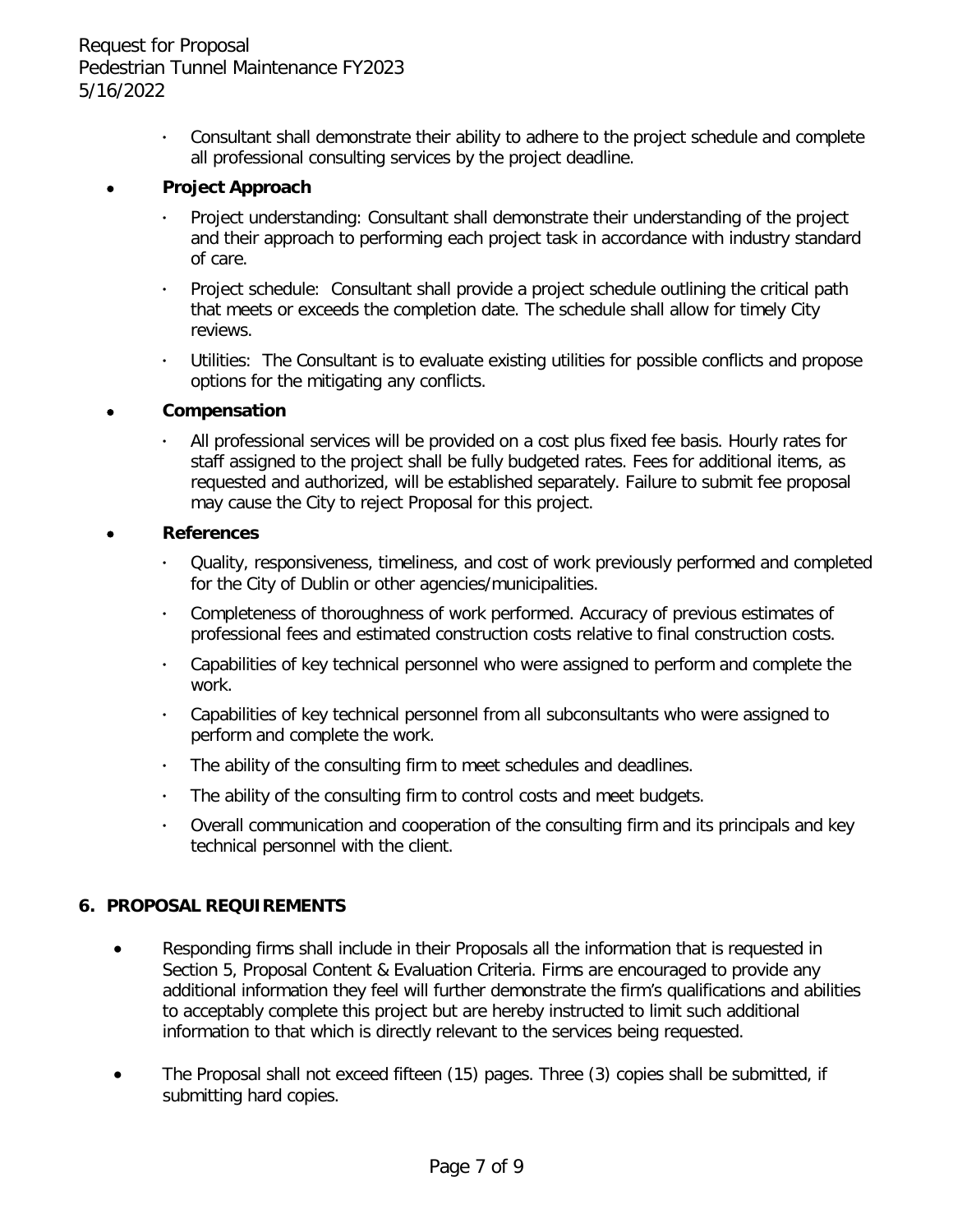- Consultant shall demonstrate their ability to adhere to the project schedule and complete all professional consulting services by the project deadline.

- **Project Approach**
  - Project understanding: Consultant shall demonstrate their understanding of the project and their approach to performing each project task in accordance with industry standard of care.
  - Project schedule: Consultant shall provide a project schedule outlining the critical path that meets or exceeds the completion date. The schedule shall allow for timely City reviews.
  - Utilities: The Consultant is to evaluate existing utilities for possible conflicts and propose options for the mitigating any conflicts.

- **Compensation**
  - All professional services will be provided on a cost plus fixed fee basis. Hourly rates for staff assigned to the project shall be fully budgeted rates. Fees for additional items, as requested and authorized, will be established separately. Failure to submit fee proposal may cause the City to reject Proposal for this project.

- **References**
  - Quality, responsiveness, timeliness, and cost of work previously performed and completed for the City of Dublin or other agencies/municipalities.
  - Completeness of thoroughness of work performed. Accuracy of previous estimates of professional fees and estimated construction costs relative to final construction costs.
  - Capabilities of key technical personnel who were assigned to perform and complete the work.
  - Capabilities of key technical personnel from all subconsultants who were assigned to perform and complete the work.
  - The ability of the consulting firm to meet schedules and deadlines.
  - The ability of the consulting firm to control costs and meet budgets.
  - Overall communication and cooperation of the consulting firm and its principals and key technical personnel with the client.

## 6. PROPOSAL REQUIREMENTS

- Responding firms shall include in their Proposals all the information that is requested in Section 5, Proposal Content & Evaluation Criteria. Firms are encouraged to provide any additional information they feel will further demonstrate the firm's qualifications and abilities to acceptably complete this project but are hereby instructed to limit such additional information to that which is directly relevant to the services being requested.
- The Proposal shall not exceed fifteen (15) pages. Three (3) copies shall be submitted, if submitting hard copies.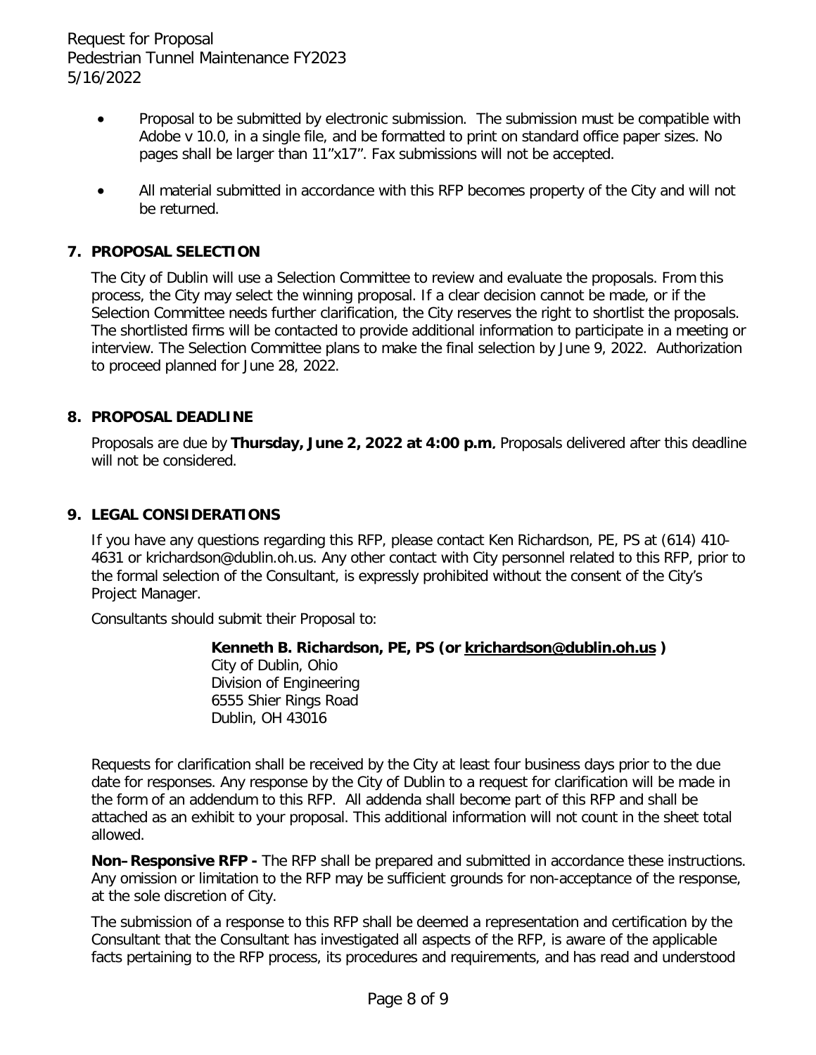- Proposal to be submitted by electronic submission. The submission must be compatible with Adobe v 10.0, in a single file, and be formatted to print on standard office paper sizes. No pages shall be larger than 11"x17". Fax submissions will not be accepted.
- All material submitted in accordance with this RFP becomes property of the City and will not be returned.

## 7. PROPOSAL SELECTION

The City of Dublin will use a Selection Committee to review and evaluate the proposals. From this process, the City may select the winning proposal. If a clear decision cannot be made, or if the Selection Committee needs further clarification, the City reserves the right to shortlist the proposals. The shortlisted firms will be contacted to provide additional information to participate in a meeting or interview. The Selection Committee plans to make the final selection by June 9, 2022. Authorization to proceed planned for June 28, 2022.

## 8. PROPOSAL DEADLINE

Proposals are due by **Thursday, June 2, 2022 at 4:00 p.m**. Proposals delivered after this deadline will not be considered.

## 9. LEGAL CONSIDERATIONS

If you have any questions regarding this RFP, please contact Ken Richardson, PE, PS at (614) 410-4631 or krichardson@dublin.oh.us. Any other contact with City personnel related to this RFP, prior to the formal selection of the Consultant, is expressly prohibited without the consent of the City's Project Manager.

Consultants should submit their Proposal to:

> **Kenneth B. Richardson, PE, PS (or krichardson@dublin.oh.us )**
> City of Dublin, Ohio
> Division of Engineering
> 6555 Shier Rings Road
> Dublin, OH 43016

Requests for clarification shall be received by the City at least four business days prior to the due date for responses. Any response by the City of Dublin to a request for clarification will be made in the form of an addendum to this RFP. All addenda shall become part of this RFP and shall be attached as an exhibit to your proposal. This additional information will not count in the sheet total allowed.

**Non–Responsive RFP -** The RFP shall be prepared and submitted in accordance these instructions. Any omission or limitation to the RFP may be sufficient grounds for non-acceptance of the response, at the sole discretion of City.

The submission of a response to this RFP shall be deemed a representation and certification by the Consultant that the Consultant has investigated all aspects of the RFP, is aware of the applicable facts pertaining to the RFP process, its procedures and requirements, and has read and understood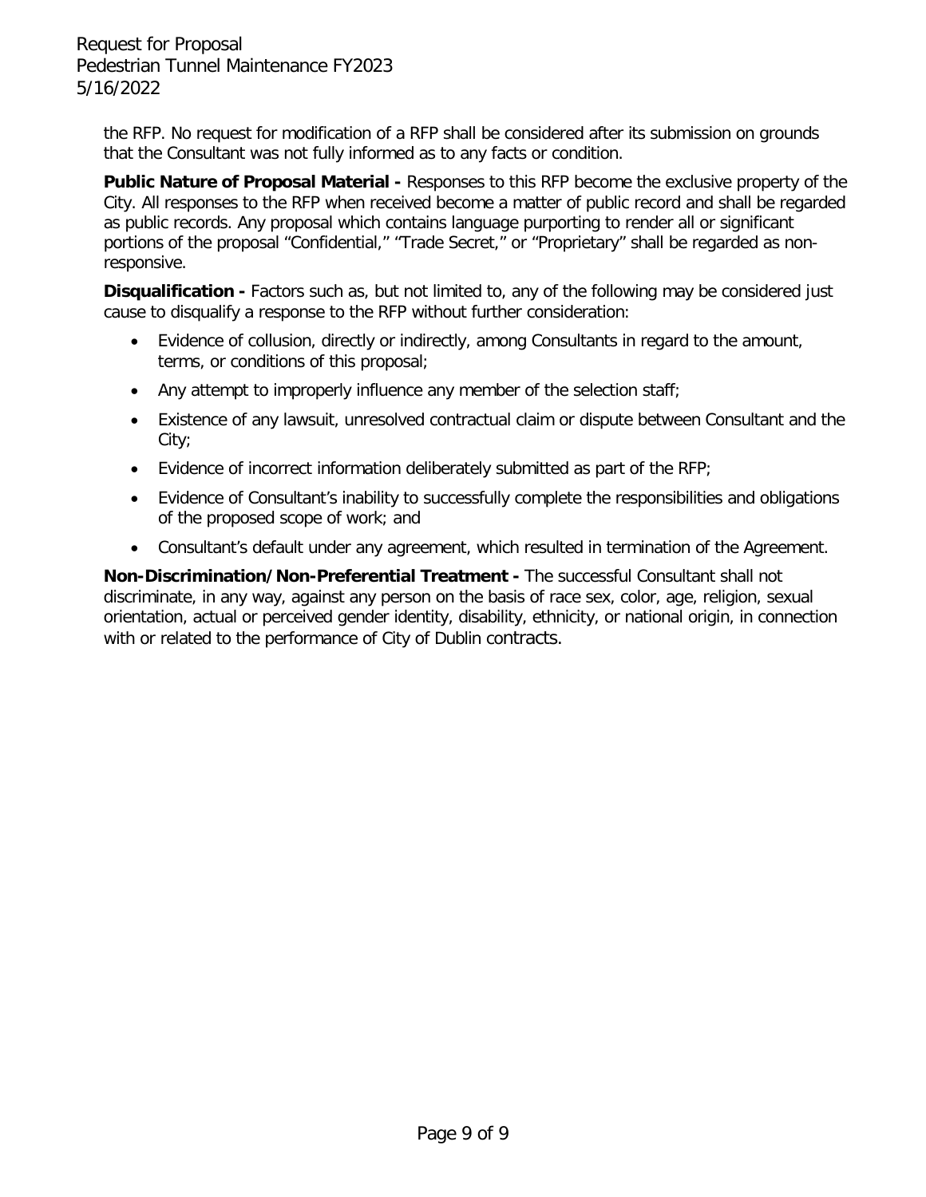the RFP. No request for modification of a RFP shall be considered after its submission on grounds that the Consultant was not fully informed as to any facts or condition.

**Public Nature of Proposal Material -** Responses to this RFP become the exclusive property of the City. All responses to the RFP when received become a matter of public record and shall be regarded as public records. Any proposal which contains language purporting to render all or significant portions of the proposal "Confidential," "Trade Secret," or "Proprietary" shall be regarded as non-responsive.

**Disqualification -** Factors such as, but not limited to, any of the following may be considered just cause to disqualify a response to the RFP without further consideration:

- Evidence of collusion, directly or indirectly, among Consultants in regard to the amount, terms, or conditions of this proposal;
- Any attempt to improperly influence any member of the selection staff;
- Existence of any lawsuit, unresolved contractual claim or dispute between Consultant and the City;
- Evidence of incorrect information deliberately submitted as part of the RFP;
- Evidence of Consultant's inability to successfully complete the responsibilities and obligations of the proposed scope of work; and
- Consultant's default under any agreement, which resulted in termination of the Agreement.

**Non-Discrimination/Non-Preferential Treatment -** The successful Consultant shall not discriminate, in any way, against any person on the basis of race sex, color, age, religion, sexual orientation, actual or perceived gender identity, disability, ethnicity, or national origin, in connection with or related to the performance of City of Dublin contracts.